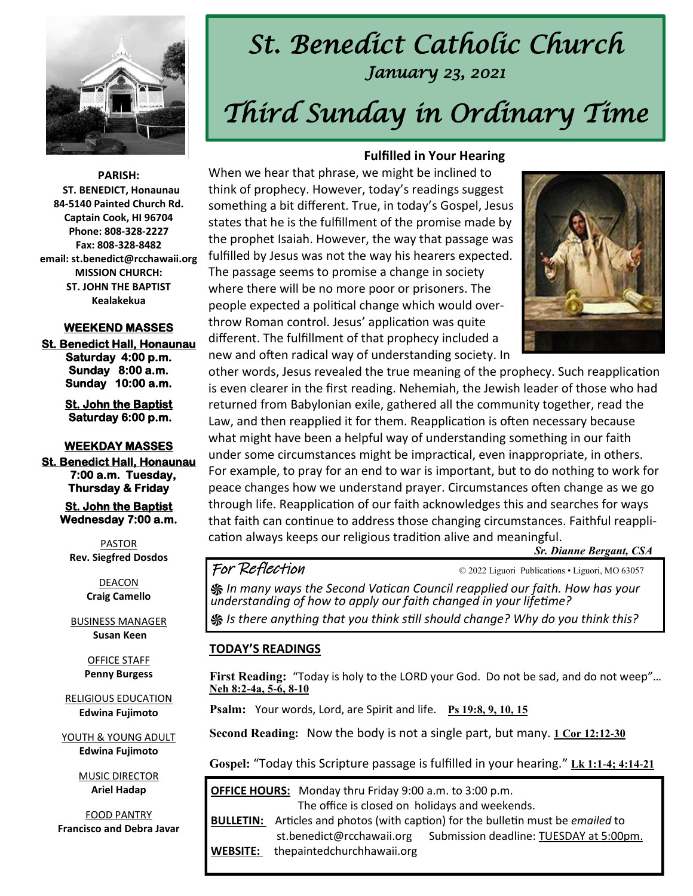# St. Benedict Catholic Church

*January 23, 2021*

# Third Sunday in Ordinary Time

**PARISH:**
**ST. BENEDICT, Honaunau**
**84-5140 Painted Church Rd.**
**Captain Cook, HI 96704**
**Phone: 808-328-2227**
**Fax: 808-328-8482**
**email: st.benedict@rcchawaii.org**
**MISSION CHURCH:**
**ST. JOHN THE BAPTIST**
**Kealakekua**

**WEEKEND MASSES**

**St. Benedict Hall, Honaunau**
**Saturday 4:00 p.m.**
**Sunday 8:00 a.m.**
**Sunday 10:00 a.m.**

**St. John the Baptist**
**Saturday 6:00 p.m.**

**WEEKDAY MASSES**

**St. Benedict Hall, Honaunau**
**7:00 a.m. Tuesday, Thursday & Friday**

**St. John the Baptist**
**Wednesday 7:00 a.m.**

PASTOR
**Rev. Siegfred Dosdos**

DEACON
**Craig Camello**

BUSINESS MANAGER
**Susan Keen**

OFFICE STAFF
**Penny Burgess**

RELIGIOUS EDUCATION
**Edwina Fujimoto**

YOUTH & YOUNG ADULT
**Edwina Fujimoto**

MUSIC DIRECTOR
**Ariel Hadap**

FOOD PANTRY
**Francisco and Debra Javar**

### Fulfilled in Your Hearing

When we hear that phrase, we might be inclined to think of prophecy. However, today's readings suggest something a bit different. True, in today's Gospel, Jesus states that he is the fulfillment of the promise made by the prophet Isaiah. However, the way that passage was fulfilled by Jesus was not the way his hearers expected. The passage seems to promise a change in society where there will be no more poor or prisoners. The people expected a political change which would overthrow Roman control. Jesus' application was quite different. The fulfillment of that prophecy included a new and often radical way of understanding society. In other words, Jesus revealed the true meaning of the prophecy. Such reapplication is even clearer in the first reading. Nehemiah, the Jewish leader of those who had returned from Babylonian exile, gathered all the community together, read the Law, and then reapplied it for them. Reapplication is often necessary because what might have been a helpful way of understanding something in our faith under some circumstances might be impractical, even inappropriate, in others. For example, to pray for an end to war is important, but to do nothing to work for peace changes how we understand prayer. Circumstances often change as we go through life. Reapplication of our faith acknowledges this and searches for ways that faith can continue to address those changing circumstances. Faithful reapplication always keeps our religious tradition alive and meaningful.

*Sr. Dianne Bergant, CSA*

### For Reflection

© 2022 Liguori Publications • Liguori, MO 63057

*In many ways the Second Vatican Council reapplied our faith. How has your understanding of how to apply our faith changed in your lifetime?*

*Is there anything that you think still should change? Why do you think this?*

### TODAY'S READINGS

**First Reading:** "Today is holy to the LORD your God. Do not be sad, and do not weep"… **Neh 8:2-4a, 5-6, 8-10**

**Psalm:** Your words, Lord, are Spirit and life. **Ps 19:8, 9, 10, 15**

**Second Reading:** Now the body is not a single part, but many. **1 Cor 12:12-30**

**Gospel:** "Today this Scripture passage is fulfilled in your hearing." **Lk 1:1-4; 4:14-21**

**OFFICE HOURS:** Monday thru Friday 9:00 a.m. to 3:00 p.m.
The office is closed on holidays and weekends.

**BULLETIN:** Articles and photos (with caption) for the bulletin must be *emailed* to st.benedict@rcchawaii.org Submission deadline: TUESDAY at 5:00pm.

**WEBSITE:** thepaintedchurchhawaii.org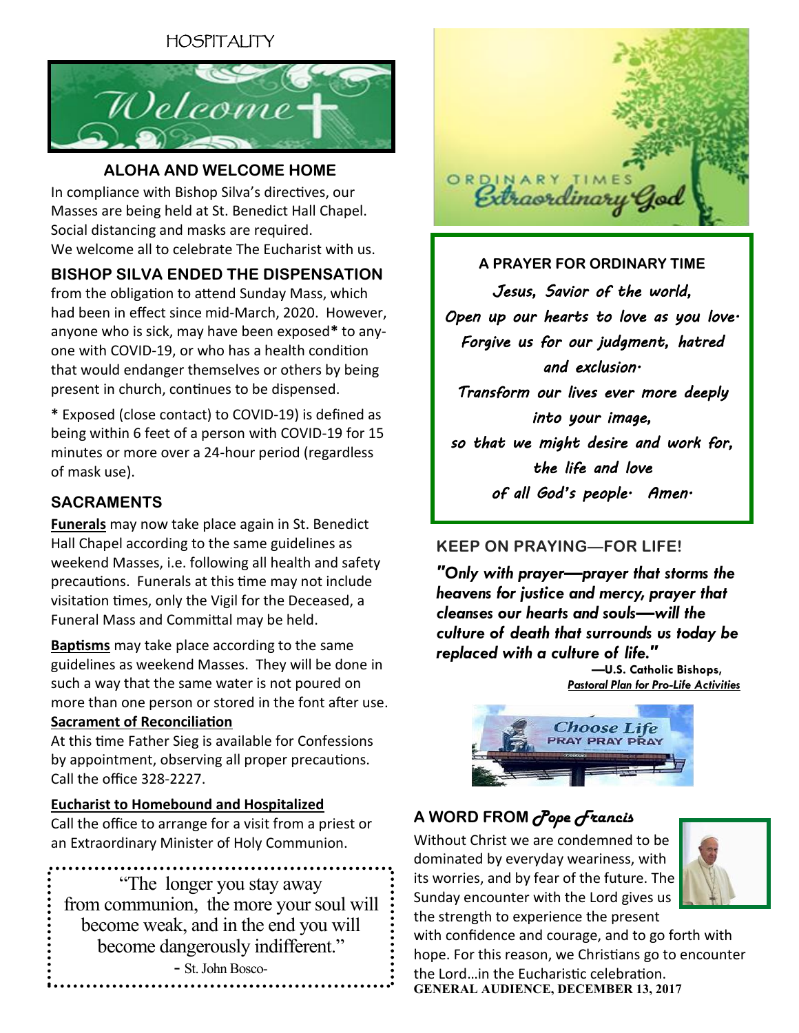HOSPITALITY

Welcome

## ALOHA AND WELCOME HOME

In compliance with Bishop Silva's directives, our Masses are being held at St. Benedict Hall Chapel. Social distancing and masks are required. We welcome all to celebrate The Eucharist with us.

## BISHOP SILVA ENDED THE DISPENSATION

from the obligation to attend Sunday Mass, which had been in effect since mid-March, 2020. However, anyone who is sick, may have been exposed* to anyone with COVID-19, or who has a health condition that would endanger themselves or others by being present in church, continues to be dispensed.

* Exposed (close contact) to COVID-19) is defined as being within 6 feet of a person with COVID-19 for 15 minutes or more over a 24-hour period (regardless of mask use).

## SACRAMENTS

**Funerals** may now take place again in St. Benedict Hall Chapel according to the same guidelines as weekend Masses, i.e. following all health and safety precautions. Funerals at this time may not include visitation times, only the Vigil for the Deceased, a Funeral Mass and Committal may be held.

**Baptisms** may take place according to the same guidelines as weekend Masses. They will be done in such a way that the same water is not poured on more than one person or stored in the font after use.

**Sacrament of Reconciliation**

At this time Father Sieg is available for Confessions by appointment, observing all proper precautions. Call the office 328-2227.

**Eucharist to Homebound and Hospitalized**

Call the office to arrange for a visit from a priest or an Extraordinary Minister of Holy Communion.

> "The longer you stay away from communion, the more your soul will become weak, and in the end you will become dangerously indifferent."
>
> - St. John Bosco-

ORDINARY TIMES *Extraordinary God*

### A PRAYER FOR ORDINARY TIME

*Jesus, Savior of the world,*
*Open up our hearts to love as you love.*
*Forgive us for our judgment, hatred and exclusion.*
*Transform our lives ever more deeply into your image,*
*so that we might desire and work for, the life and love of all God's people. Amen.*

## KEEP ON PRAYING—FOR LIFE!

***"Only with prayer—prayer that storms the heavens for justice and mercy, prayer that cleanses our hearts and souls—will the culture of death that surrounds us today be replaced with a culture of life."***

**—U.S. Catholic Bishops, *Pastoral Plan for Pro-Life Activities***

Choose Life
PRAY PRAY PRAY

## A WORD FROM *Pope Francis*

Without Christ we are condemned to be dominated by everyday weariness, with its worries, and by fear of the future. The Sunday encounter with the Lord gives us the strength to experience the present with confidence and courage, and to go forth with hope. For this reason, we Christians go to encounter the Lord…in the Eucharistic celebration.

**GENERAL AUDIENCE, DECEMBER 13, 2017**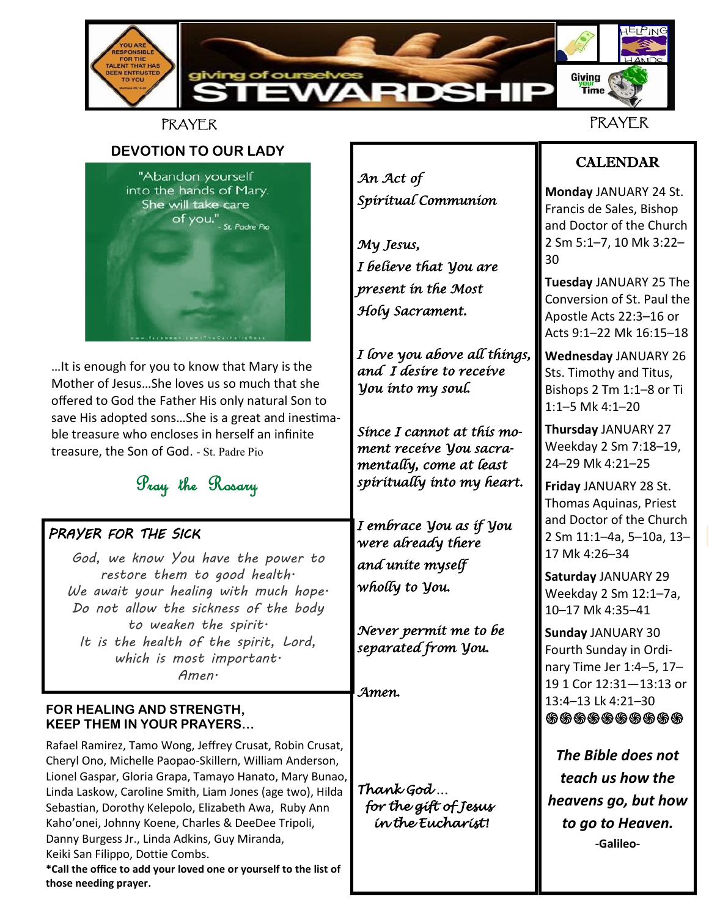# STEWARDSHIP

giving of ourselves

PRAYER

PRAYER

## DEVOTION TO OUR LADY

"Abandon yourself into the hands of Mary. She will take care of you." - St. Padre Pio

…It is enough for you to know that Mary is the Mother of Jesus…She loves us so much that she offered to God the Father His only natural Son to save His adopted sons…She is a great and inestimable treasure who encloses in herself an infinite treasure, the Son of God. - St. Padre Pio

*Pray the Rosary*

## PRAYER FOR THE SICK

*God, we know You have the power to restore them to good health.*
*We await your healing with much hope.*
*Do not allow the sickness of the body to weaken the spirit.*
*It is the health of the spirit, Lord, which is most important.*
*Amen.*

## FOR HEALING AND STRENGTH, KEEP THEM IN YOUR PRAYERS…

Rafael Ramirez, Tamo Wong, Jeffrey Crusat, Robin Crusat, Cheryl Ono, Michelle Paopao-Skillern, William Anderson, Lionel Gaspar, Gloria Grapa, Tamayo Hanato, Mary Bunao, Linda Laskow, Caroline Smith, Liam Jones (age two), Hilda Sebastian, Dorothy Kelepolo, Elizabeth Awa, Ruby Ann Kaho'onei, Johnny Koene, Charles & DeeDee Tripoli, Danny Burgess Jr., Linda Adkins, Guy Miranda, Keiki San Filippo, Dottie Combs.

**\*Call the office to add your loved one or yourself to the list of those needing prayer.**

*An Act of Spiritual Communion*

*My Jesus,*
*I believe that You are present in the Most Holy Sacrament.*

*I love you above all things, and I desire to receive You into my soul.*

*Since I cannot at this moment receive You sacramentally, come at least spiritually into my heart.*

*I embrace You as if You were already there and unite myself wholly to You.*

*Never permit me to be separated from You.*

*Amen.*

*Thank God… for the gift of Jesus in the Eucharist!*

## CALENDAR

**Monday** JANUARY 24 St. Francis de Sales, Bishop and Doctor of the Church 2 Sm 5:1–7, 10 Mk 3:22–30

**Tuesday** JANUARY 25 The Conversion of St. Paul the Apostle Acts 22:3–16 or Acts 9:1–22 Mk 16:15–18

**Wednesday** JANUARY 26 Sts. Timothy and Titus, Bishops 2 Tm 1:1–8 or Ti 1:1–5 Mk 4:1–20

**Thursday** JANUARY 27 Weekday 2 Sm 7:18–19, 24–29 Mk 4:21–25

**Friday** JANUARY 28 St. Thomas Aquinas, Priest and Doctor of the Church 2 Sm 11:1–4a, 5–10a, 13–17 Mk 4:26–34

**Saturday** JANUARY 29 Weekday 2 Sm 12:1–7a, 10–17 Mk 4:35–41

**Sunday** JANUARY 30 Fourth Sunday in Ordinary Time Jer 1:4–5, 17–19 1 Cor 12:31—13:13 or 13:4–13 Lk 4:21–30

***The Bible does not teach us how the heavens go, but how to go to Heaven.***
**-Galileo-**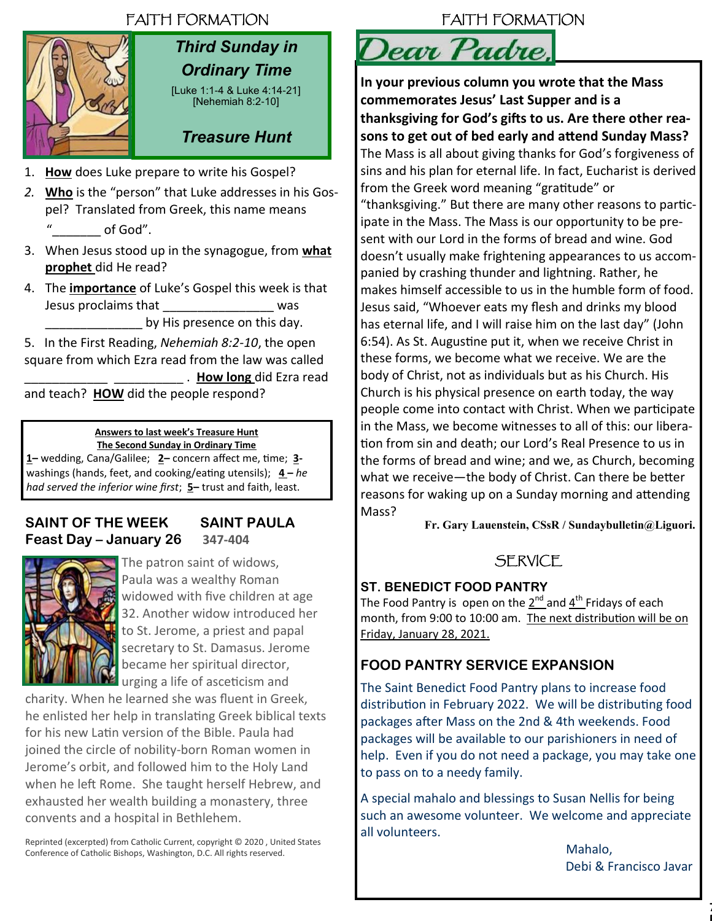## FAITH FORMATION

### Third Sunday in Ordinary Time

[Luke 1:1-4 & Luke 4:14-21]
[Nehemiah 8:2-10]

### Treasure Hunt

1. **How** does Luke prepare to write his Gospel?
2. **Who** is the "person" that Luke addresses in his Gospel? Translated from Greek, this name means "_______ of God".
3. When Jesus stood up in the synagogue, from **what prophet** did He read?
4. The **importance** of Luke's Gospel this week is that Jesus proclaims that ________________ was ______________ by His presence on this day.
5. In the First Reading, *Nehemiah 8:2-10*, the open square from which Ezra read from the law was called ____________ __________ . **How long** did Ezra read and teach? **HOW** did the people respond?

**Answers to last week's Treasure Hunt**
**The Second Sunday in Ordinary Time**

**1**– wedding, Cana/Galilee; **2**– concern affect me, time; **3**- washings (hands, feet, and cooking/eating utensils); **4** – *he had served the inferior wine first*; **5**– trust and faith, least.

### SAINT OF THE WEEK — SAINT PAULA
**Feast Day – January 26** — 347-404

The patron saint of widows, Paula was a wealthy Roman widowed with five children at age 32. Another widow introduced her to St. Jerome, a priest and papal secretary to St. Damasus. Jerome became her spiritual director, urging a life of asceticism and charity. When he learned she was fluent in Greek, he enlisted her help in translating Greek biblical texts for his new Latin version of the Bible. Paula had joined the circle of nobility-born Roman women in Jerome's orbit, and followed him to the Holy Land when he left Rome. She taught herself Hebrew, and exhausted her wealth building a monastery, three convents and a hospital in Bethlehem.

Reprinted (excerpted) from Catholic Current, copyright © 2020 , United States Conference of Catholic Bishops, Washington, D.C. All rights reserved.

## FAITH FORMATION

### Dear Padre,

**In your previous column you wrote that the Mass commemorates Jesus' Last Supper and is a thanksgiving for God's gifts to us. Are there other reasons to get out of bed early and attend Sunday Mass?**

The Mass is all about giving thanks for God's forgiveness of sins and his plan for eternal life. In fact, Eucharist is derived from the Greek word meaning "gratitude" or "thanksgiving." But there are many other reasons to participate in the Mass. The Mass is our opportunity to be present with our Lord in the forms of bread and wine. God doesn't usually make frightening appearances to us accompanied by crashing thunder and lightning. Rather, he makes himself accessible to us in the humble form of food. Jesus said, "Whoever eats my flesh and drinks my blood has eternal life, and I will raise him on the last day" (John 6:54). As St. Augustine put it, when we receive Christ in these forms, we become what we receive. We are the body of Christ, not as individuals but as his Church. His Church is his physical presence on earth today, the way people come into contact with Christ. When we participate in the Mass, we become witnesses to all of this: our liberation from sin and death; our Lord's Real Presence to us in the forms of bread and wine; and we, as Church, becoming what we receive—the body of Christ. Can there be better reasons for waking up on a Sunday morning and attending Mass?

**Fr. Gary Lauenstein, CSsR / Sundaybulletin@Liguori.**

## SERVICE

### ST. BENEDICT FOOD PANTRY

The Food Pantry is open on the 2nd and 4th Fridays of each month, from 9:00 to 10:00 am. The next distribution will be on Friday, January 28, 2021.

### FOOD PANTRY SERVICE EXPANSION

The Saint Benedict Food Pantry plans to increase food distribution in February 2022. We will be distributing food packages after Mass on the 2nd & 4th weekends. Food packages will be available to our parishioners in need of help. Even if you do not need a package, you may take one to pass on to a needy family.

A special mahalo and blessings to Susan Nellis for being such an awesome volunteer. We welcome and appreciate all volunteers.

Mahalo,
Debi & Francisco Javar